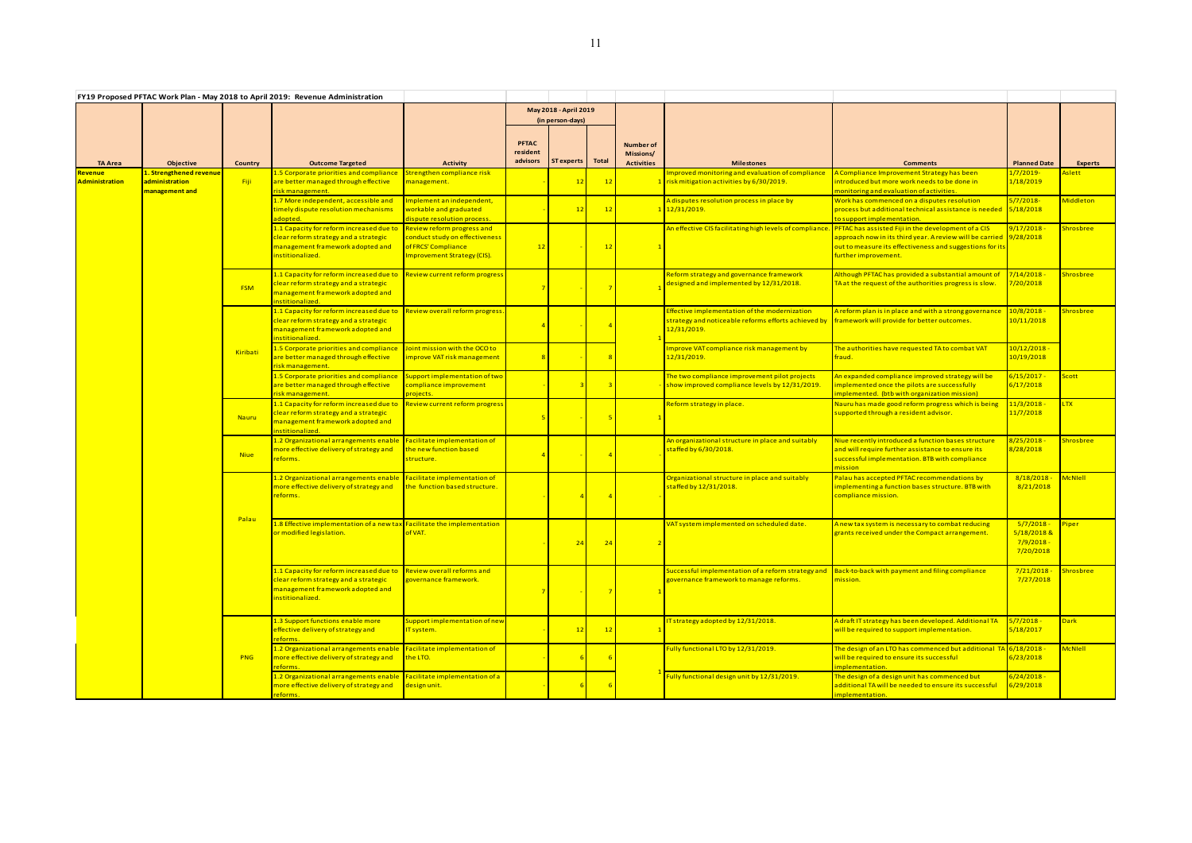**FY19 Proposed PFTAC Work Plan - May 2018 to April 2019: Revenue Administration**

| TA Area | Objective | Country | Outcome Targeted | Activity | May 2018 - April 2019 (in person-days) PFTAC resident advisors | ST experts | Total | Number of Missions/ Activities | Milestones | Comments | Planned Date | Experts |
|---|---|---|---|---|---|---|---|---|---|---|---|---|
| Revenue Administration | 1. Strengthened revenue administration management and | Fiji | 1.5 Corporate priorities and compliance are better managed through effective risk management. | Strengthen compliance risk management. | - | 12 | 12 | 1 | Improved monitoring and evaluation of compliance risk mitigation activities by 6/30/2019. | A Compliance Improvement Strategy has been introduced but more work needs to be done in monitoring and evaluation of activities. | 1/7/2019-1/18/2019 | Aslett |
| | | | 1.7 More independent, accessible and timely dispute resolution mechanisms adopted. | Implement an independent, workable and graduated dispute resolution process. | - | 12 | 12 | 1 | A disputes resolution process in place by 12/31/2019. | Work has commenced on a disputes resolution process but additional technical assistance is needed to support implementation. | 5/7/2018-5/18/2018 | Middleton |
| | | | 1.1 Capacity for reform increased due to clear reform strategy and a strategic management framework adopted and institutionalized. | Review reform progress and conduct study on effectiveness of FRCS' Compliance Improvement Strategy (CIS). | 12 | - | 12 | 1 | An effective CIS facilitating high levels of compliance. | PFTAC has assisted Fiji in the development of a CIS approach now in its third year. A review will be carried out to measure its effectiveness and suggestions for its further improvement. | 9/17/2018 - 9/28/2018 | Shrosbree |
| | | FSM | 1.1 Capacity for reform increased due to clear reform strategy and a strategic management framework adopted and institutionalized. | Review current reform progress | 7 | - | 7 | 1 | Reform strategy and governance framework designed and implemented by 12/31/2018. | Although PFTAC has provided a substantial amount of TA at the request of the authorities progress is slow. | 7/14/2018 - 7/20/2018 | Shrosbree |
| | | Kiribati | 1.1 Capacity for reform increased due to clear reform strategy and a strategic management framework adopted and institutionalized. | Review overall reform progress. | 4 | - | 4 | 1 | Effective implementation of the modernization strategy and noticeable reforms efforts achieved by 12/31/2019. | A reform plan is in place and with a strong governance framework will provide for better outcomes. | 10/8/2018 - 10/11/2018 | Shrosbree |
| | | | 1.5 Corporate priorities and compliance are better managed through effective risk management. | Joint mission with the OCO to improve VAT risk management | 8 | - | 8 | | Improve VAT compliance risk management by 12/31/2019. | The authorities have requested TA to combat VAT fraud. | 10/12/2018 - 10/19/2018 | |
| | | | 1.5 Corporate priorities and compliance are better managed through effective risk management. | Support implementation of two compliance improvement projects. | - | 3 | 3 | - | The two compliance improvement pilot projects show improved compliance levels by 12/31/2019. | An expanded compliance improved strategy will be implemented once the pilots are successfully implemented. (btb with organization mission) | 6/15/2017 - 6/17/2018 | Scott |
| | | Nauru | 1.1 Capacity for reform increased due to clear reform strategy and a strategic management framework adopted and institutionalized. | Review current reform progress | 5 | - | 5 | 1 | Reform strategy in place. | Nauru has made good reform progress which is being supported through a resident advisor. | 11/3/2018 - 11/7/2018 | LTX |
| | | Niue | 1.2 Organizational arrangements enable more effective delivery of strategy and reforms. | Facilitate implementation of the new function based structure. | 4 | - | 4 | | An organizational structure in place and suitably staffed by 6/30/2018. | Niue recently introduced a function bases structure and will require further assistance to ensure its successful implementation. BTB with compliance mission | 8/25/2018 - 8/28/2018 | Shrosbree |
| | | Palau | 1.2 Organizational arrangements enable more effective delivery of strategy and reforms. | Facilitate implementation of the function based structure. | - | 4 | 4 | - | Organizational structure in place and suitably staffed by 12/31/2018. | Palau has accepted PFTAC recommendations by implementing a function bases structure. BTB with compliance mission. | 8/18/2018 - 8/21/2018 | McNiell |
| | | | 1.8 Effective implementation of a new tax or modified legislation. | Facilitate the implementation of VAT. | - | 24 | 24 | 2 | VAT system implemented on scheduled date. | A new tax system is necessary to combat reducing grants received under the Compact arrangement. | 5/7/2018 - 5/18/2018 & 7/9/2018 - 7/20/2018 | Piper |
| | | | 1.1 Capacity for reform increased due to clear reform strategy and a strategic management framework adopted and institutionalized. | Review overall reforms and governance framework. | 7 | - | 7 | 1 | Successful implementation of a reform strategy and governance framework to manage reforms. | Back-to-back with payment and filing compliance mission. | 7/21/2018 - 7/27/2018 | Shrosbree |
| | | PNG | 1.3 Support functions enable more effective delivery of strategy and reforms. | Support implementation of new IT system. | - | 12 | 12 | 1 | IT strategy adopted by 12/31/2018. | A draft IT strategy has been developed. Additional TA will be required to support implementation. | 5/7/2018 - 5/18/2017 | Dark |
| | | | 1.2 Organizational arrangements enable more effective delivery of strategy and reforms. | Facilitate implementation of the LTO. | - | 6 | 6 | 1 | Fully functional LTO by 12/31/2019. | The design of an LTO has commenced but additional TA will be required to ensure its successful implementation. | 6/18/2018 - 6/23/2018 | McNiell |
| | | | 1.2 Organizational arrangements enable more effective delivery of strategy and reforms. | Facilitate implementation of a design unit. | - | 6 | 6 | | Fully functional design unit by 12/31/2019. | The design of a design unit has commenced but additional TA will be needed to ensure its successful implementation. | 6/24/2018 - 6/29/2018 | |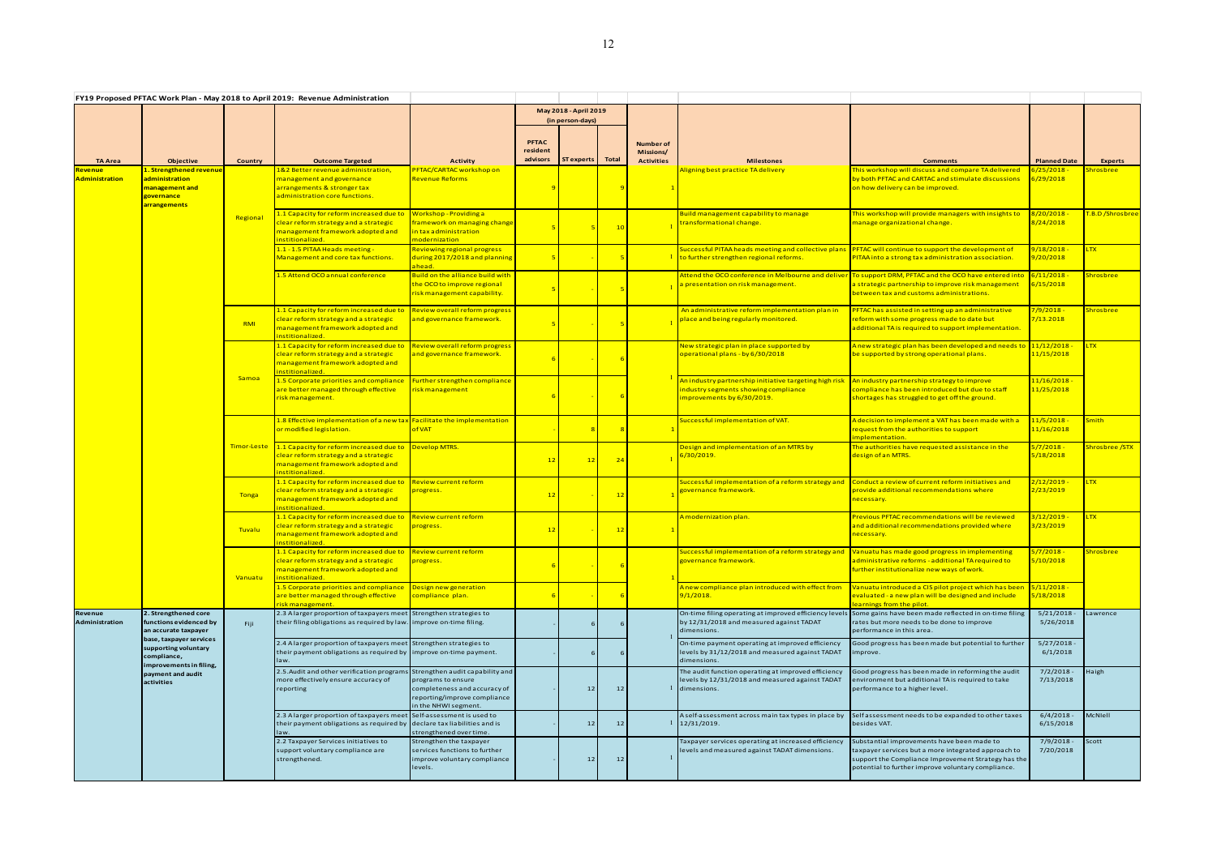**FY19 Proposed PFTAC Work Plan - May 2018 to April 2019: Revenue Administration**

| TA Area | Objective | Country | Outcome Targeted | Activity | May 2018 - April 2019 (in person-days) PFTAC resident advisors | ST experts | Total | Number of Missions/ Activities | Milestones | Comments | Planned Date | Experts |
|---|---|---|---|---|---|---|---|---|---|---|---|---|
| Revenue Administration | 1. Strengthened revenue administration management and governance arrangements | Regional | 1&2 Better revenue administration, management and governance arrangements & stronger tax administration core functions. | PFTAC/CARTAC workshop on Revenue Reforms | 9 | | 9 | 1 | Aligning best practice TA delivery | This workshop will discuss and compare TA delivered by both PFTAC and CARTAC and stimulate discussions on how delivery can be improved. | 6/25/2018 - 6/29/2018 | Shrosbree |
| | | | 1.1 Capacity for reform increased due to clear reform strategy and a strategic management framework adopted and institutionalized. | Workshop - Providing a framework on managing change in tax administration modernization | 5 | 5 | 10 | 1 | Build management capability to manage transformational change. | This workshop will provide managers with insights to manage organizational change. | 8/20/2018 - 8/24/2018 | T.B.D /Shrosbree |
| | | | 1.1 - 1.5 PITAA Heads meeting - Management and core tax functions. | Reviewing regional progress during 2017/2018 and planning ahead. | 5 | - | 5 | 1 | Successful PITAA heads meeting and collective plans to further strengthen regional reforms. | PFTAC will continue to support the development of PITAA into a strong tax administration association. | 9/18/2018 - 9/20/2018 | LTX |
| | | | 1.5 Attend OCO annual conference | Build on the alliance build with the OCO to improve regional risk management capability. | 5 | - | 5 | 1 | Attend the OCO conference in Melbourne and deliver a presentation on risk management. | To support DRM, PFTAC and the OCO have entered into a strategic partnership to improve risk management between tax and customs administrations. | 6/11/2018 - 6/15/2018 | Shrosbree |
| | | RMI | 1.1 Capacity for reform increased due to clear reform strategy and a strategic management framework adopted and institutionalized. | Review overall reform progress and governance framework. | 5 | - | 5 | 1 | An administrative reform implementation plan in place and being regularly monitored. | PFTAC has assisted in setting up an administrative reform with some progress made to date but additional TA is required to support implementation. | 7/9/2018 - 7/13.2018 | Shrosbree |
| | | Samoa | 1.1 Capacity for reform increased due to clear reform strategy and a strategic management framework adopted and institutionalized. | Review overall reform progress and governance framework. | 6 | - | 6 | 1 | New strategic plan in place supported by operational plans - by 6/30/2018 | A new strategic plan has been developed and needs to be supported by strong operational plans. | 11/12/2018 - 11/15/2018 | LTX |
| | | | 1.5 Corporate priorities and compliance are better managed through effective risk management. | Further strengthen compliance risk management | 6 | - | 6 | | An industry partnership initiative targeting high risk industry segments showing compliance improvements by 6/30/2019. | An industry partnership strategy to improve compliance has been introduced but due to staff shortages has struggled to get off the ground. | 11/16/2018 - 11/25/2018 | |
| | | | 1.8 Effective implementation of a new tax or modified legislation. | Facilitate the implementation of VAT | - | 8 | 8 | 1 | Successful implementation of VAT. | A decision to implement a VAT has been made with a request from the authorities to support implementation. | 11/5/2018 - 11/16/2018 | Smith |
| | | Timor-Leste | 1.1 Capacity for reform increased due to clear reform strategy and a strategic management framework adopted and institutionalized. | Develop MTRS. | 12 | 12 | 24 | 1 | Design and implementation of an MTRS by 6/30/2019. | The authorities have requested assistance in the design of an MTRS. | 5/7/2018 - 5/18/2018 | Shrosbree /STX |
| | | Tonga | 1.1 Capacity for reform increased due to clear reform strategy and a strategic management framework adopted and institutionalized. | Review current reform progress. | 12 | - | 12 | 1 | Successful implementation of a reform strategy and governance framework. | Conduct a review of current reform initiatives and provide additional recommendations where necessary. | 2/12/2019 - 2/23/2019 | LTX |
| | | Tuvalu | 1.1 Capacity for reform increased due to clear reform strategy and a strategic management framework adopted and institutionalized. | Review current reform progress. | 12 | - | 12 | 1 | A modernization plan. | Previous PFTAC recommendations will be reviewed and additional recommendations provided where necessary. | 3/12/2019 - 3/23/2019 | LTX |
| | | Vanuatu | 1.1 Capacity for reform increased due to clear reform strategy and a strategic management framework adopted and institutionalized. | Review current reform progress. | 6 | - | 6 | 1 | Successful implementation of a reform strategy and governance framework. | Vanuatu has made good progress in implementing administrative reforms - additional TA required to further institutionalize new ways of work. | 5/7/2018 - 5/10/2018 | Shrosbree |
| | | | 1.5 Corporate priorities and compliance are better managed through effective risk management. | Design new generation compliance plan. | 6 | - | 6 | | A new compliance plan introduced with effect from 9/1/2018. | Vanuatu introduced a CIS pilot project which has been evaluated - a new plan will be designed and include learnings from the pilot. | 5/11/2018 - 5/18/2018 | |
| Revenue Administration | 2. Strengthened core functions evidenced by an accurate taxpayer base, taxpayer services supporting voluntary compliance, improvements in filing, payment and audit activities | Fiji | 2.3 A larger proportion of taxpayers meet their filing obligations as required by law. | Strengthen strategies to improve on-time filing. | - | 6 | 6 | 1 | On-time filing operating at improved efficiency levels by 12/31/2018 and measured against TADAT dimensions. | Some gains have been made reflected in on-time filing rates but more needs to be done to improve performance in this area. | 5/21/2018 - 5/26/2018 | Lawrence |
| | | | 2.4 A larger proportion of taxpayers meet their payment obligations as required by law. | Strengthen strategies to improve on-time payment. | - | 6 | 6 | | On-time payment operating at improved efficiency levels by 31/12/2018 and measured against TADAT dimensions. | Good progress has been made but potential to further improve. | 5/27/2018 - 6/1/2018 | |
| | | | 2.5. Audit and other verification programs more effectively ensure accuracy of reporting | Strengthen audit capability and programs to ensure completeness and accuracy of reporting/improve compliance in the NHWI segment. | - | 12 | 12 | 1 | The audit function operating at improved efficiency levels by 12/31/2018 and measured against TADAT dimensions. | Good progress has been made in reforming the audit environment but additional TA is required to take performance to a higher level. | 7/2/2018 - 7/13/2018 | Haigh |
| | | | 2.3 A larger proportion of taxpayers meet their payment obligations as required by law. | Self-assessment is used to declare tax liabilities and is strengthened over time. | - | 12 | 12 | 1 | A self-assessment across main tax types in place by 12/31/2019. | Self assessment needs to be expanded to other taxes besides VAT. | 6/4/2018 - 6/15/2018 | McNiell |
| | | | 2.2 Taxpayer Services initiatives to support voluntary compliance are strengthened. | Strengthen the taxpayer services functions to further improve voluntary compliance levels. | - | 12 | 12 | 1 | Taxpayer services operating at increased efficiency levels and measured against TADAT dimensions. | Substantial improvements have been made to taxpayer services but a more integrated approach to support the Compliance Improvement Strategy has the potential to further improve voluntary compliance. | 7/9/2018 - 7/20/2018 | Scott |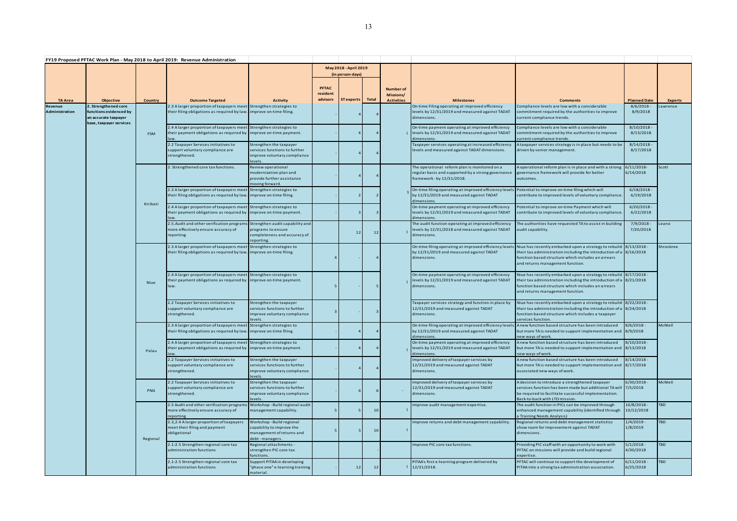**FY19 Proposed PFTAC Work Plan - May 2018 to April 2019: Revenue Administration**

| TA Area | Objective | Country | Outcome Targeted | Activity | May 2018 - April 2019 (in person-days) | | | Number of Missions/ Activities | Milestones | Comments | Planned Date | Experts |
|---|---|---|---|---|---|---|---|---|---|---|---|---|
| | | | | | PFTAC resident advisors | ST experts | Total | | | | | |
| Revenue Administration | 2. Strengthened core functions evidenced by an accurate taxpayer base, taxpayer services | FSM | 2.3 A larger proportion of taxpayers meet their filing obligations as required by law. | Strengthen strategies to improve on-time filing. | - | 4 | 4 | 1 | On-time Filing operating at improved efficiency levels by 12/31/2019 and measured against TADAT dimensions. | Compliance levels are low with a considerable commitment required by the authorities to improve current compliance trends. | 8/6/2018 - 8/9/2018 | Lawrence |
| | | | 2.4 A larger proportion of taxpayers meet their payment obligations as required by law. | Strengthen strategies to improve on-time payment. | - | 4 | 4 | | On-time payment operating at improved efficiency levels by 12/31/2019 and measured against TADAT dimensions. | Compliance levels are low with a considerable commitment required by the authorities to improve current compliance trends. | 8/10/2018 - 8/13/2018 | |
| | | | 2.2 Taxpayer Services initiatives to support voluntary compliance are strengthened. | Strengthen the taxpayer services functions to further improve voluntary compliance levels. | - | 4 | 4 | | Taxpayer services operating at increased efficiency levels and measured against TADAT dimensions. | A taxpayer services strategy is in place but needs to be driven by senior management. | 8/14/2018 - 8/17/2018 | |
| | | Kiribati | 2. Strengthened core tax functions. | Review operational modernization plan and provide further assistance moving forward. | - | 4 | 4 | 1 | The operational reform plan is monitored on a regular basis and supported by a strong governance framework - by 12/31/2018. | A operational reform plan is in place and with a strong governance framework will provide for better outcomes. | 6/11/2018- 6/14/2018 | Scott |
| | | | 2.3 A larger proportion of taxpayers meet their filing obligations as required by law. | Strengthen strategies to improve on-time filing. | - | 2 | 2 | | On-time filing operating at improved efficiency levels by 12/31/2019 and measured against TADAT dimensions. | Potential to improve on-time filing which will contribute to improved levels of voluntary compliance. | 6/18/2018 - 6/19/2018 | |
| | | | 2.4 A larger proportion of taxpayers meet their payment obligations as required by law. | Strengthen strategies to improve on-time payment. | - | 3 | 3 | | On-time payment operating at improved efficiency levels by 12/31/2019 and measured against TADAT dimensions. | Potential to improve on-time Payment which will contribute to improved levels of voluntary compliance. | 6/20/2018 - 6/22/2018 | |
| | | | 2.5.Audit and other verification programs more effectively ensure accuracy of reporting | Strengthen audit capability and programs to ensure completeness and accuracy of reporting. | | 12 | 12 | 1 | The audit function operating at improved efficiency levels by 12/31/2018 and measured against TADAT dimensions. | The authorities have requested TA to assist in building audit capability. | 7/9/2018 - 7/20/2018 | Leano |
| | | Niue | 2.3 A larger proportion of taxpayers meet their filing obligations as required by law. | Strengthen strategies to improve on-time filing. | 4 | - | 4 | 1 | On-time filing operating at improved efficiency levels by 12/31/2019 and measured against TADAT dimensions. | Niue has recently embarked upon a strategy to rebuild their tax administration including the introduction of a function based structure which includes an arrears and returns management function. | 8/13/2018 - 8/16/2018 | Shrosbree |
| | | | 2.4 A larger proportion of taxpayers meet their payment obligations as required by law. | Strengthen strategies to improve on-time payment. | 5 | - | 5 | | On-time payment operating at improved efficiency levels by 12/31/2019 and measured against TADAT dimensions. | Niue has recently embarked upon a strategy to rebuild their tax administration including the introduction of a function based structure which includes an arrears and returns management function. | 8/17/2018 - 8/21/2018 | |
| | | | 2.2 Taxpayer Services initiatives to support voluntary compliance are strengthened. | Strengthen the taxpayer services functions to further improve voluntary compliance levels. | 3 | - | 3 | | Taxpayer services strategy and function in place by 12/31/2019 and measured against TADAT dimensions. | Niue has recently embarked upon a strategy to rebuild their tax administration including the introduction of a function based structure which includes a taxpayer services function. | 8/22/2018 - 8/24/2018 | |
| | | Palau | 2.3 A larger proportion of taxpayers meet their filing obligations as required by law. | Strengthen strategies to improve on-time filing. | - | 4 | 4 | 1 | On-time filing operating at improved efficiency levels by 12/31/2019 and measured against TADAT dimensions. | A new function based structure has been introduced but more TA is needed to support implementation and new ways of work. | 8/6/2018 - 8/9/2018 | McNiell |
| | | | 2.4 A larger proportion of taxpayers meet their payment obligations as required by law. | Strengthen strategies to improve on-time payment. | - | 4 | 4 | | On-time payment operating at improved efficiency levels by 12/31/2019 and measured against TADAT dimensions. | A new function based structure has been introduced but more TA is needed to support implementation and new ways of work. | 8/10/2018 - 8/13/2018 | |
| | | | 2.2 Taxpayer Services initiatives to support voluntary compliance are strengthened. | Strengthen the taxpayer services functions to further improve voluntary compliance levels. | - | 4 | 4 | | Improved delivery of taxpayer services by 12/31/2019 and measured against TADAT dimensions. | A new function based structure has been introduced but more TA is needed to support implementation and associated new ways of work. | 8/14/2018 - 8/17/2018 | |
| | | PNG | 2.2 Taxpayer Services initiatives to support voluntary compliance are strengthened. | Strengthen the taxpayer services functions to further improve voluntary compliance levels. | - | 6 | 6 | - | Improved delivery of taxpayer services by 12/31/2019 and measured against TADAT dimensions. | A decision to introduce a strengthened taxpayer services function has been made but additional TA will be required to facilitate successful implementation. Back-to-back with LTO mission. | 6/30/2018 - 7/5/2018 | McNiell |
| | | Regional | 2.5 Audit and other verification programs more effectively ensure accuracy of reporting | Workshop - Build regional audit management capability. | 5 | 5 | 10 | 1 | Improve audit management expertise. | The audit function in PICs can be improved through enhanced management capability (identified through a Training Needs Analysis) | 10/8/2018 - 10/12/2018 | TBD |
| | | | 2.3,2.4 A larger proportion of taxpayers meet their filing and payment obligational | Workshop - Build regional capability to improve the management of returns and debt - managers. | 5 | 5 | 10 | 1 | Improve returns and debt management capability. | Regional returns and debt management statistics show room for improvement against TADAT dimensions. | 1/4/2019 - 1/8/2019 | TBD |
| | | | 2.1-2.5 Strengthen regional core tax administration functions | Regional attachments - strengthen PIC core tax functions. | | | - | | Improve PIC core tax functions. | Providing PIC staff with an opportunity to work with PFTAC on missions will provide and build regional expertise. | 5/1/2018 - 4/30/2018 | TBD |
| | | | 2.1-2.5 Strengthen regional core tax administration functions | Support PITAA in developing "phase one" e-learning training material. | - | 12 | 12 | 1 | PITAA's first e-learning program delivered by 12/31/2018. | PFTAC will continue to support the development of PITAA into a strong tax administration association. | 6/11/2018 - 6/25/2018 | TBD |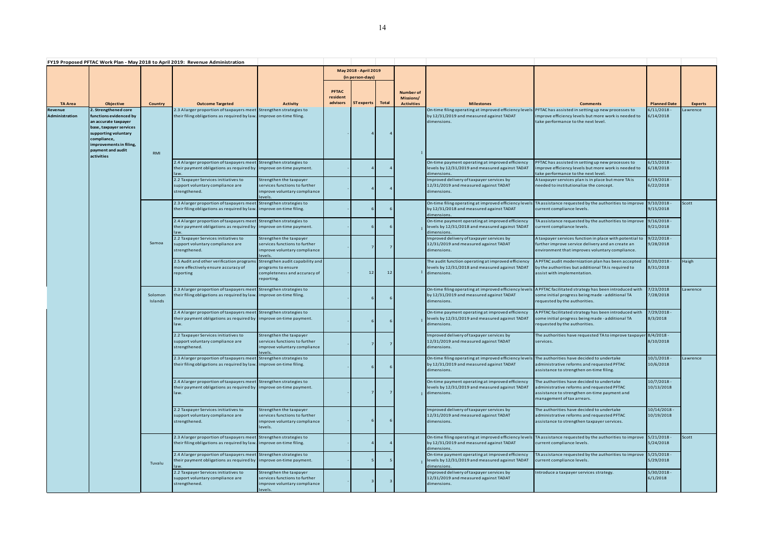**FY19 Proposed PFTAC Work Plan - May 2018 to April 2019: Revenue Administration**

| TA Area | Objective | Country | Outcome Targeted | Activity | May 2018 - April 2019 (in person-days) PFTAC resident advisors | ST experts | Total | Number of Missions/ Activities | Milestones | Comments | Planned Date | Experts |
|---|---|---|---|---|---|---|---|---|---|---|---|---|
| Revenue Administration | 2. Strengthened core functions evidenced by an accurate taxpayer base, taxpayer services supporting voluntary compliance, improvements in filing, payment and audit activities | RMI | 2.3 A larger proportion of taxpayers meet their filing obligations as required by law. | Strengthen strategies to improve on-time filing. | - | 4 | 4 | 1 | On-time filing operating at improved efficiency levels by 12/31/2019 and measured against TADAT dimensions. | PFTAC has assisted in setting up new processes to improve efficiency levels but more work is needed to take performance to the next level. | 6/11/2018 - 6/14/2018 | Lawrence |
| | | | 2.4 A larger proportion of taxpayers meet their payment obligations as required by law. | Strengthen strategies to improve on-time payment. | - | 4 | 4 | | On-time payment operating at improved efficiency levels by 12/31/2019 and measured against TADAT dimensions. | PFTAC has assisted in setting up new processes to improve efficiency levels but more work is needed to take performance to the next level. | 6/15/2018 - 6/18/2018 | |
| | | | 2.2 Taxpayer Services initiatives to support voluntary compliance are strengthened. | Strengthen the taxpayer services functions to further improve voluntary compliance levels. | - | 4 | 4 | | Improved delivery of taxpayer services by 12/31/2019 and measured against TADAT dimensions. | A taxpayer services plan is in place but more TA is needed to institutionalize the concept. | 6/19/2018 - 6/22/2018 | |
| | | Samoa | 2.3 A larger proportion of taxpayers meet their filing obligations as required by law. | Strengthen strategies to improve on-time filing. | - | 6 | 6 | 1 | On-time filing operating at improved efficiency levels by 12/31/2018 and measured against TADAT dimensions. | TA assistance requested by the authorities to improve current compliance levels. | 9/10/2018 - 9/15/2018 | Scott |
| | | | 2.4 A larger proportion of taxpayers meet their payment obligations as required by law. | Strengthen strategies to improve on-time payment. | - | 6 | 6 | | On-time payment operating at improved efficiency levels by 12/31/2018 and measured against TADAT dimensions. | TA assistance requested by the authorities to improve current compliance levels. | 9/16/2018 - 9/21/2018 | |
| | | | 2.2 Taxpayer Services initiatives to support voluntary compliance are strengthened. | Strengthen the taxpayer services functions to further improve voluntary compliance levels. | - | 7 | 7 | | Improved delivery of taxpayer services by 12/31/2019 and measured against TADAT dimensions. | A taxpayer services function in place with potential to further improve service delivery and an create an environment that improves voluntary compliance. | 9/22/2018 - 9/28/2018 | |
| | | | 2.5 Audit and other verification programs more effectively ensure accuracy of reporting | Strengthen audit capability and programs to ensure completeness and accuracy of reporting. | - | 12 | 12 | 1 | The audit function operating at improved efficiency levels by 12/31/2018 and measured against TADAT dimensions. | A PFTAC audit modernization plan has been accepted by the authorities but additional TA is required to assist with implementation. | 8/20/2018 - 8/31/2018 | Haigh |
| | | Solomon Islands | 2.3 A larger proportion of taxpayers meet their filing obligations as required by law. | Strengthen strategies to improve on-time filing. | - | 6 | 6 | 1 | On-time filing operating at improved efficiency levels by 12/31/2019 and measured against TADAT dimensions. | A PFTAC facilitated strategy has been introduced with some initial progress being made - additional TA requested by the authorities. | 7/23/2018 - 7/28/2018 | Lawrence |
| | | | 2.4 A larger proportion of taxpayers meet their payment obligations as required by law. | Strengthen strategies to improve on-time payment. | - | 6 | 6 | | On-time payment operating at improved efficiency levels by 12/31/2019 and measured against TADAT dimensions. | A PFTAC facilitated strategy has been introduced with some initial progress being made - additional TA requested by the authorities. | 7/29/2018 - 8/3/2018 | |
| | | | 2.2 Taxpayer Services initiatives to support voluntary compliance are strengthened. | Strengthen the taxpayer services functions to further improve voluntary compliance levels. | - | 7 | 7 | | Improved delivery of taxpayer services by 12/31/2019 and measured against TADAT dimensions. | The authorities have requested TA to improve taxpayer services. | 8/4/2018 - 8/10/2018 | |
| | | | 2.3 A larger proportion of taxpayers meet their filing obligations as required by law. | Strengthen strategies to improve on-time filing. | - | 6 | 6 | 1 | On-time filing operating at improved efficiency levels by 12/31/2019 and measured against TADAT dimensions. | The authorities have decided to undertake administrative reforms and requested PFTAC assistance to strengthen on-time filing. | 10/1/2018 - 10/6/2018 | Lawrence |
| | | | 2.4 A larger proportion of taxpayers meet their payment obligations as required by law. | Strengthen strategies to improve on-time payment. | - | 7 | 7 | | On-time payment operating at improved efficiency levels by 12/31/2019 and measured against TADAT dimensions. | The authorities have decided to undertake administrative reforms and requested PFTAC assistance to strengthen on-time payment and management of tax arrears. | 10/7/2018 - 10/13/2018 | |
| | | | 2.2 Taxpayer Services initiatives to support voluntary compliance are strengthened. | Strengthen the taxpayer services functions to further improve voluntary compliance levels. | - | 6 | 6 | | Improved delivery of taxpayer services by 12/31/2019 and measured against TADAT dimensions. | The authorities have decided to undertake administrative reforms and requested PFTAC assistance to strengthen taxpayer services. | 10/14/2018 - 10/19/2018 | |
| | | Tuvalu | 2.3 A larger proportion of taxpayers meet their filing obligations as required by law. | Strengthen strategies to improve on-time filing. | - | 4 | 4 | 1 | On-time filing operating at improved efficiency levels by 12/31/2019 and measured against TADAT dimensions. | TA assistance requested by the authorities to improve current compliance levels. | 5/21/2018 - 5/24/2018 | Scott |
| | | | 2.4 A larger proportion of taxpayers meet their payment obligations as required by law. | Strengthen strategies to improve on-time payment. | - | 5 | 5 | | On-time payment operating at improved efficiency levels by 12/31/2019 and measured against TADAT dimensions. | TA assistance requested by the authorities to improve current compliance levels. | 5/25/2018 - 5/29/2018 | |
| | | | 2.2 Taxpayer Services initiatives to support voluntary compliance are strengthened. | Strengthen the taxpayer services functions to further improve voluntary compliance levels. | - | 3 | 3 | | Improved delivery of taxpayer services by 12/31/2019 and measured against TADAT dimensions. | Introduce a taxpayer services strategy. | 5/30/2018 - 6/1/2018 | |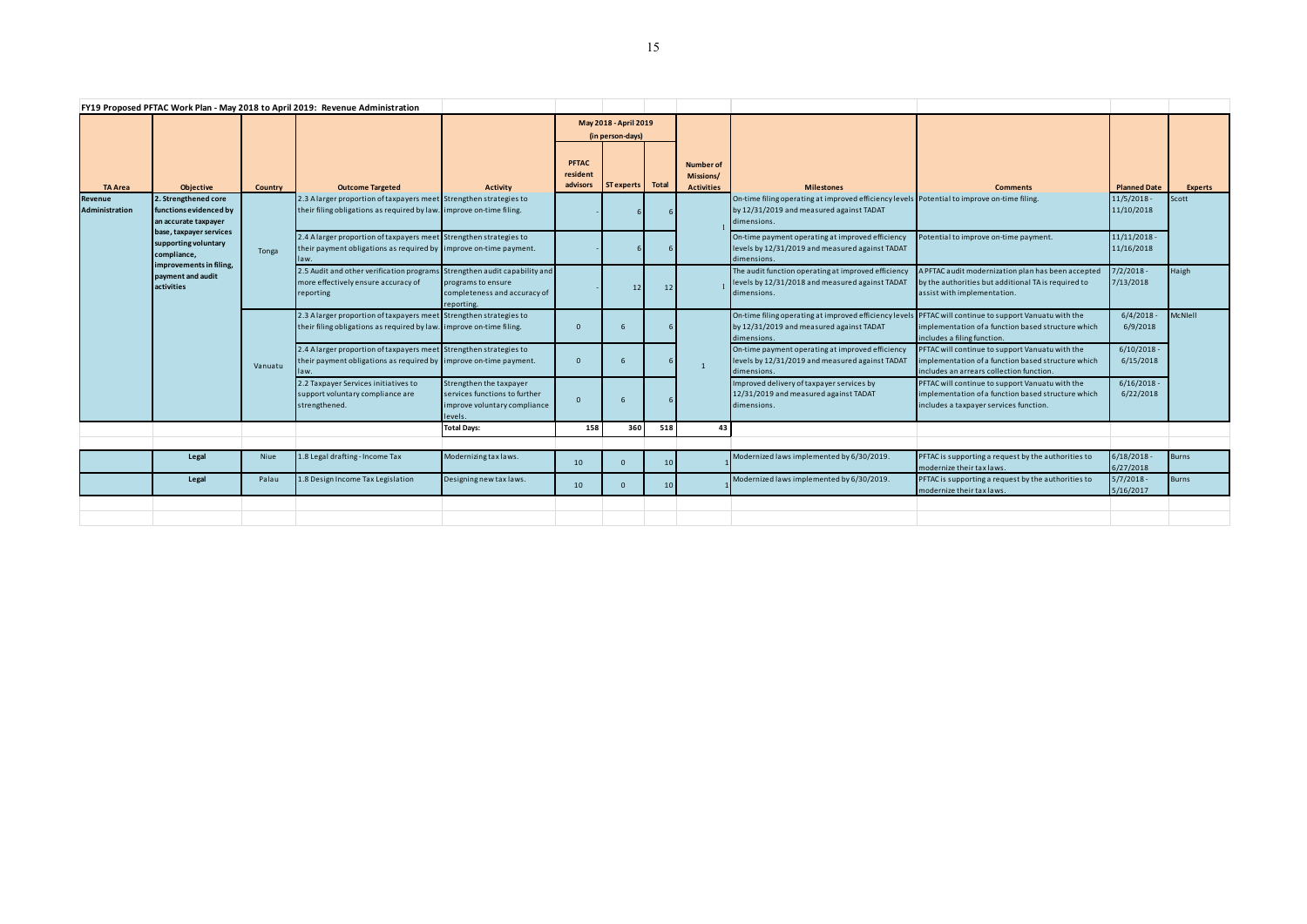FY19 Proposed PFTAC Work Plan - May 2018 to April 2019: Revenue Administration

| TA Area | Objective | Country | Outcome Targeted | Activity | May 2018 - April 2019 (in person-days) PFTAC resident advisors | ST experts | Total | Number of Missions/ Activities | Milestones | Comments | Planned Date | Experts |
|---|---|---|---|---|---|---|---|---|---|---|---|---|
| Revenue Administration | 2. Strengthened core functions evidenced by an accurate taxpayer base, taxpayer services supporting voluntary compliance, improvements in filing, payment and audit activities | Tonga | 2.3 A larger proportion of taxpayers meet their filing obligations as required by law. | Strengthen strategies to improve on-time filing. | - | 6 | 6 | 1 | On-time filing operating at improved efficiency levels by 12/31/2019 and measured against TADAT dimensions. | Potential to improve on-time filing. | 11/5/2018 - 11/10/2018 | Scott |
| | | | 2.4 A larger proportion of taxpayers meet their payment obligations as required by law. | Strengthen strategies to improve on-time payment. | - | 6 | 6 | | On-time payment operating at improved efficiency levels by 12/31/2019 and measured against TADAT dimensions. | Potential to improve on-time payment. | 11/11/2018 - 11/16/2018 | |
| | | | 2.5 Audit and other verification programs more effectively ensure accuracy of reporting | Strengthen audit capability and programs to ensure completeness and accuracy of reporting. | - | 12 | 12 | 1 | The audit function operating at improved efficiency levels by 12/31/2018 and measured against TADAT dimensions. | A PFTAC audit modernization plan has been accepted by the authorities but additional TA is required to assist with implementation. | 7/2/2018 - 7/13/2018 | Haigh |
| | | Vanuatu | 2.3 A larger proportion of taxpayers meet their filing obligations as required by law. | Strengthen strategies to improve on-time filing. | 0 | 6 | 6 | 1 | On-time filing operating at improved efficiency levels by 12/31/2019 and measured against TADAT dimensions. | PFTAC will continue to support Vanuatu with the implementation of a function based structure which includes a filing function. | 6/4/2018 - 6/9/2018 | McNlell |
| | | | 2.4 A larger proportion of taxpayers meet their payment obligations as required by law. | Strengthen strategies to improve on-time payment. | 0 | 6 | 6 | | On-time payment operating at improved efficiency levels by 12/31/2019 and measured against TADAT dimensions. | PFTAC will continue to support Vanuatu with the implementation of a function based structure which includes an arrears collection function. | 6/10/2018 - 6/15/2018 | |
| | | | 2.2 Taxpayer Services initiatives to support voluntary compliance are strengthened. | Strengthen the taxpayer services functions to further improve voluntary compliance levels. | 0 | 6 | 6 | | Improved delivery of taxpayer services by 12/31/2019 and measured against TADAT dimensions. | PFTAC will continue to support Vanuatu with the implementation of a function based structure which includes a taxpayer services function. | 6/16/2018 - 6/22/2018 | |
| | | | | Total Days: | 158 | 360 | 518 | 43 | | | | |
| | Legal | Niue | 1.8 Legal drafting - Income Tax | Modernizing tax laws. | 10 | 0 | 10 | 1 | Modernized laws implemented by 6/30/2019. | PFTAC is supporting a request by the authorities to modernize their tax laws. | 6/18/2018 - 6/27/2018 | Burns |
| | Legal | Palau | 1.8 Design Income Tax Legislation | Designing new tax laws. | 10 | 0 | 10 | 1 | Modernized laws implemented by 6/30/2019. | PFTAC is supporting a request by the authorities to modernize their tax laws. | 5/7/2018 - 5/16/2017 | Burns |